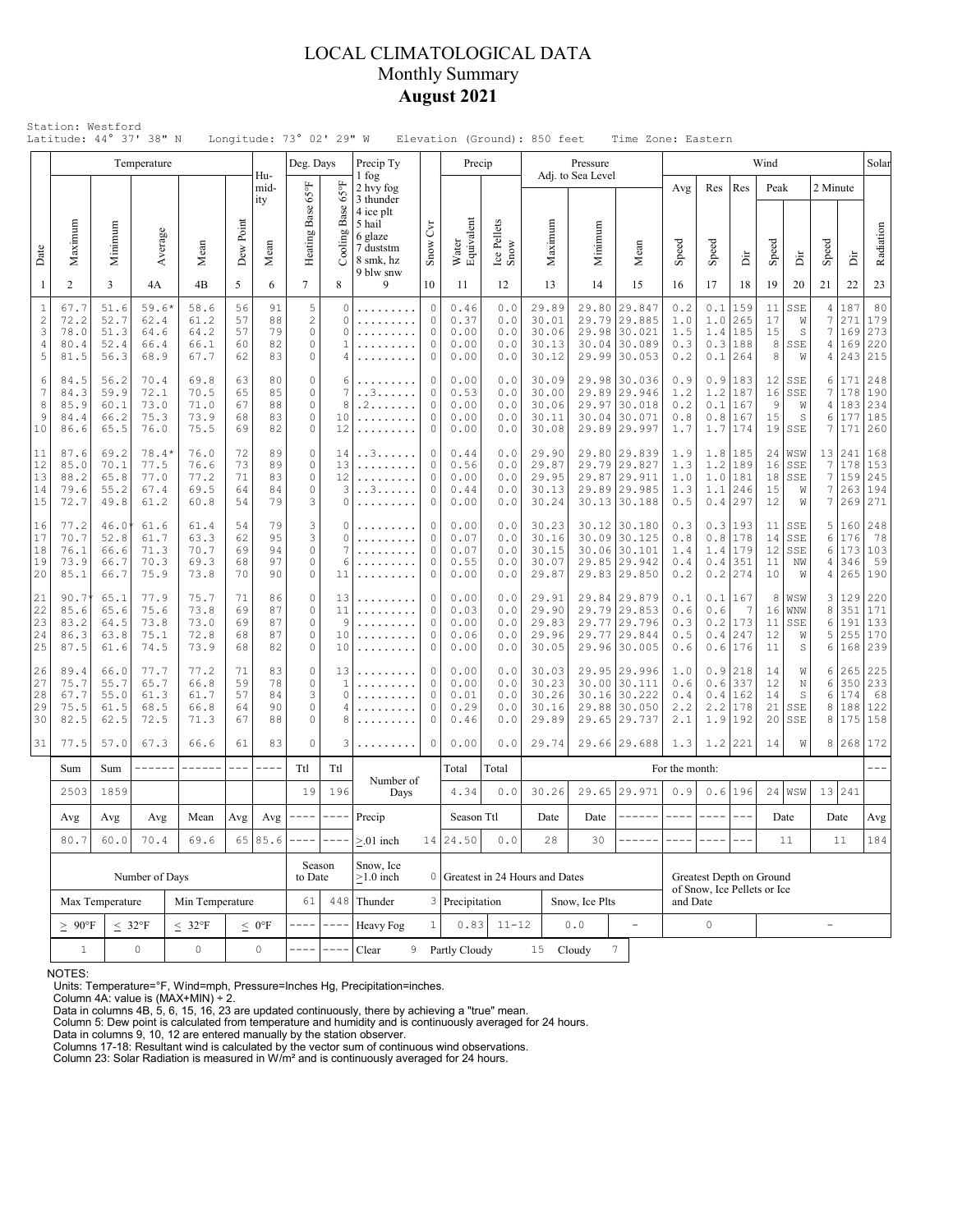# LOCAL CLIMATOLOGICAL DATA
## Monthly Summary
## August 2021

Station: Westford
Latitude: 44° 37' 38" N  Longitude: 73° 02' 29" W  Elevation (Ground): 850 feet  Time Zone: Eastern

| Date | Temperature Maximum | Temperature Minimum | Temperature Average | Temperature Mean | Dew Point | Humidity Mean | Deg. Days Heating Base 65°F | Deg. Days Cooling Base 65°F | Precip Ty (1 fog, 2 hvy fog, 3 thunder, 4 ice plt, 5 hail, 6 glaze, 7 duststm, 8 smk, hz, 9 blw snw) | Snow Cvr | Precip Water Equivalent | Precip Ice Pellets Snow | Pressure Adj. to Sea Level Maximum | Pressure Minimum | Pressure Mean | Wind Avg Speed | Wind Res Speed | Wind Res Dir | Wind Peak Speed | Wind Peak Dir | Wind 2 Minute Speed | Wind 2 Minute Dir | Solar Radiation |
|---|---|---|---|---|---|---|---|---|---|---|---|---|---|---|---|---|---|---|---|---|---|---|---|
| 1 | 2 | 3 | 4A | 4B | 5 | 6 | 7 | 8 | 9 | 10 | 11 | 12 | 13 | 14 | 15 | 16 | 17 | 18 | 19 | 20 | 21 | 22 | 23 |
| 1 | 67.7 | 51.6 | 59.6* | 58.6 | 56 | 91 | 5 | 0 | ......... | 0 | 0.46 | 0.0 | 29.89 | 29.80 | 29.847 | 0.2 | 0.1 | 159 | 11 | SSE | 4 | 187 | 80 |
| 2 | 72.2 | 52.7 | 62.4 | 61.2 | 57 | 88 | 2 | 0 | ......... | 0 | 0.37 | 0.0 | 30.01 | 29.79 | 29.885 | 1.0 | 1.0 | 265 | 17 | W | 7 | 271 | 179 |
| 3 | 78.0 | 51.3 | 64.6 | 64.2 | 57 | 79 | 0 | 0 | ......... | 0 | 0.00 | 0.0 | 30.06 | 29.98 | 30.021 | 1.5 | 1.4 | 185 | 15 | S | 7 | 169 | 273 |
| 4 | 80.4 | 52.4 | 66.4 | 66.1 | 60 | 82 | 0 | 1 | ......... | 0 | 0.00 | 0.0 | 30.13 | 30.04 | 30.089 | 0.3 | 0.3 | 188 | 8 | SSE | 4 | 169 | 220 |
| 5 | 81.5 | 56.3 | 68.9 | 67.7 | 62 | 83 | 0 | 4 | ......... | 0 | 0.00 | 0.0 | 30.12 | 29.99 | 30.053 | 0.2 | 0.1 | 264 | 8 | W | 4 | 243 | 215 |
| 6 | 84.5 | 56.2 | 70.4 | 69.8 | 63 | 80 | 0 | 6 | ......... | 0 | 0.00 | 0.0 | 30.09 | 29.98 | 30.036 | 0.9 | 0.9 | 183 | 12 | SSE | 6 | 171 | 248 |
| 7 | 84.3 | 59.9 | 72.1 | 70.5 | 65 | 85 | 0 | 7 | ..3...... | 0 | 0.53 | 0.0 | 30.00 | 29.89 | 29.946 | 1.2 | 1.2 | 187 | 16 | SSE | 7 | 178 | 190 |
| 8 | 85.9 | 60.1 | 73.0 | 71.0 | 67 | 88 | 0 | 8 | .2....... | 0 | 0.00 | 0.0 | 30.06 | 29.97 | 30.018 | 0.2 | 0.1 | 167 | 9 | W | 4 | 183 | 234 |
| 9 | 84.4 | 66.2 | 75.3 | 73.9 | 68 | 83 | 0 | 10 | ......... | 0 | 0.00 | 0.0 | 30.11 | 30.04 | 30.071 | 0.8 | 0.8 | 167 | 15 | S | 6 | 177 | 185 |
| 10 | 86.6 | 65.5 | 76.0 | 75.5 | 69 | 82 | 0 | 12 | ......... | 0 | 0.00 | 0.0 | 30.08 | 29.89 | 29.997 | 1.7 | 1.7 | 174 | 19 | SSE | 7 | 171 | 260 |
| 11 | 87.6 | 69.2 | 78.4* | 76.0 | 72 | 89 | 0 | 14 | ..3...... | 0 | 0.44 | 0.0 | 29.90 | 29.80 | 29.839 | 1.9 | 1.8 | 185 | 24 | WSW | 13 | 241 | 168 |
| 12 | 85.0 | 70.1 | 77.5 | 76.6 | 73 | 89 | 0 | 13 | ......... | 0 | 0.56 | 0.0 | 29.87 | 29.79 | 29.827 | 1.3 | 1.2 | 189 | 16 | SSE | 7 | 178 | 153 |
| 13 | 88.2 | 65.8 | 77.0 | 77.2 | 71 | 83 | 0 | 12 | ......... | 0 | 0.00 | 0.0 | 29.95 | 29.87 | 29.911 | 1.0 | 1.0 | 181 | 18 | SSE | 7 | 159 | 245 |
| 14 | 79.6 | 55.2 | 67.4 | 69.5 | 64 | 84 | 0 | 3 | ..3...... | 0 | 0.44 | 0.0 | 30.13 | 29.89 | 29.985 | 1.3 | 1.1 | 246 | 15 | W | 7 | 263 | 194 |
| 15 | 72.7 | 49.8 | 61.2 | 60.8 | 54 | 79 | 3 | 0 | ......... | 0 | 0.00 | 0.0 | 30.24 | 30.13 | 30.188 | 0.5 | 0.4 | 297 | 12 | W | 7 | 269 | 271 |
| 16 | 77.2 | 46.0* | 61.6 | 61.4 | 54 | 79 | 3 | 0 | ......... | 0 | 0.00 | 0.0 | 30.23 | 30.12 | 30.180 | 0.3 | 0.3 | 193 | 11 | SSE | 5 | 160 | 248 |
| 17 | 70.7 | 52.8 | 61.7 | 63.3 | 62 | 95 | 3 | 0 | ......... | 0 | 0.07 | 0.0 | 30.16 | 30.09 | 30.125 | 0.8 | 0.8 | 178 | 14 | SSE | 6 | 176 | 78 |
| 18 | 76.1 | 66.6 | 71.3 | 70.7 | 69 | 94 | 0 | 7 | ......... | 0 | 0.07 | 0.0 | 30.15 | 30.06 | 30.101 | 1.4 | 1.4 | 179 | 12 | SSE | 6 | 173 | 103 |
| 19 | 73.9 | 66.7 | 70.3 | 69.3 | 68 | 97 | 0 | 6 | ......... | 0 | 0.55 | 0.0 | 30.07 | 29.85 | 29.942 | 0.4 | 0.4 | 351 | 11 | NW | 4 | 346 | 59 |
| 20 | 85.1 | 66.7 | 75.9 | 73.8 | 70 | 90 | 0 | 11 | ......... | 0 | 0.00 | 0.0 | 29.87 | 29.83 | 29.850 | 0.2 | 0.2 | 274 | 10 | W | 4 | 265 | 190 |
| 21 | 90.7* | 65.1 | 77.9 | 75.7 | 71 | 86 | 0 | 13 | ......... | 0 | 0.00 | 0.0 | 29.91 | 29.84 | 29.879 | 0.1 | 0.1 | 167 | 8 | WSW | 3 | 129 | 220 |
| 22 | 85.6 | 65.6 | 75.6 | 73.8 | 69 | 87 | 0 | 11 | ......... | 0 | 0.03 | 0.0 | 29.90 | 29.79 | 29.853 | 0.6 | 0.6 | 7 | 16 | WNW | 8 | 351 | 171 |
| 23 | 83.2 | 64.5 | 73.8 | 73.0 | 69 | 87 | 0 | 9 | ......... | 0 | 0.00 | 0.0 | 29.83 | 29.77 | 29.796 | 0.3 | 0.2 | 173 | 11 | SSE | 6 | 191 | 133 |
| 24 | 86.3 | 63.8 | 75.1 | 72.8 | 68 | 87 | 0 | 10 | ......... | 0 | 0.06 | 0.0 | 29.96 | 29.77 | 29.844 | 0.5 | 0.4 | 247 | 12 | W | 5 | 255 | 170 |
| 25 | 87.5 | 61.6 | 74.5 | 73.9 | 68 | 82 | 0 | 10 | ......... | 0 | 0.00 | 0.0 | 30.05 | 29.96 | 30.005 | 0.6 | 0.6 | 176 | 11 | S | 6 | 168 | 239 |
| 26 | 89.4 | 66.0 | 77.7 | 77.2 | 71 | 83 | 0 | 13 | ......... | 0 | 0.00 | 0.0 | 30.03 | 29.95 | 29.996 | 1.0 | 0.9 | 218 | 14 | W | 6 | 265 | 225 |
| 27 | 75.7 | 55.7 | 65.7 | 66.8 | 59 | 78 | 0 | 1 | ......... | 0 | 0.00 | 0.0 | 30.23 | 30.00 | 30.111 | 0.6 | 0.6 | 337 | 12 | N | 6 | 350 | 233 |
| 28 | 67.7 | 55.0 | 61.3 | 61.7 | 57 | 84 | 3 | 0 | ......... | 0 | 0.01 | 0.0 | 30.26 | 30.16 | 30.222 | 0.4 | 0.4 | 162 | 14 | S | 6 | 174 | 68 |
| 29 | 75.5 | 61.5 | 68.5 | 66.8 | 64 | 90 | 0 | 4 | ......... | 0 | 0.29 | 0.0 | 30.16 | 29.88 | 30.050 | 2.2 | 2.2 | 178 | 21 | SSE | 8 | 188 | 122 |
| 30 | 82.5 | 62.5 | 72.5 | 71.3 | 67 | 88 | 0 | 8 | ......... | 0 | 0.46 | 0.0 | 29.89 | 29.65 | 29.737 | 2.1 | 1.9 | 192 | 20 | SSE | 8 | 175 | 158 |
| 31 | 77.5 | 57.0 | 67.3 | 66.6 | 61 | 83 | 0 | 3 | ......... | 0 | 0.00 | 0.0 | 29.74 | 29.66 | 29.688 | 1.3 | 1.2 | 221 | 14 | W | 8 | 268 | 172 |

| | Sum | Sum | ------ | ------ | --- | ---- | Ttl | Ttl | Number of Days | | Total | Total | For the month: | | | | | | | | | | --- |
|---|---|---|---|---|---|---|---|---|---|---|---|---|---|---|---|---|---|---|---|---|---|---|---|
| | 2503 | 1859 | | | | | 19 | 196 | | | 4.34 | 0.0 | 30.26 | 29.65 | 29.971 | 0.9 | 0.6 | 196 | 24 | WSW | 13 | 241 | |
| | Avg | Avg | Avg | Mean | Avg | Avg | ---- | ---- | Precip | | Season Ttl | | Date | Date | ------ | ---- | ---- | --- | Date | | Date | | Avg |
| | 80.7 | 60.0 | 70.4 | 69.6 | 65 | 85.6 | ---- | ---- | ≥.01 inch | 14 | 24.50 | 0.0 | 28 | 30 | ------ | ---- | ---- | --- | 11 | | 11 | | 184 |

| Number of Days | | | | Season to Date | | Snow, Ice ≥1.0 inch | 0 | Greatest in 24 Hours and Dates | | | | Greatest Depth on Ground of Snow, Ice Pellets or Ice and Date | |
|---|---|---|---|---|---|---|---|---|---|---|---|---|---|
| Max Temperature | | Min Temperature | | 61 | 448 | Thunder | 3 | Precipitation | | Snow, Ice Plts | | | |
| ≥ 90°F | ≤ 32°F | ≤ 32°F | ≤ 0°F | ---- | ---- | Heavy Fog | 1 | 0.83 | 11-12 | 0.0 | - | 0 | - |
| 1 | 0 | 0 | 0 | ---- | ---- | Clear | 9 | Partly Cloudy | 15 | Cloudy | 7 | | |

NOTES:
Units: Temperature=°F, Wind=mph, Pressure=Inches Hg, Precipitation=inches.
Column 4A: value is (MAX+MIN) ÷ 2.
Data in columns 4B, 5, 6, 15, 16, 23 are updated continuously, there by achieving a "true" mean.
Column 5: Dew point is calculated from temperature and humidity and is continuously averaged for 24 hours.
Data in columns 9, 10, 12 are entered manually by the station observer.
Columns 17-18: Resultant wind is calculated by the vector sum of continuous wind observations.
Column 23: Solar Radiation is measured in W/m² and is continuously averaged for 24 hours.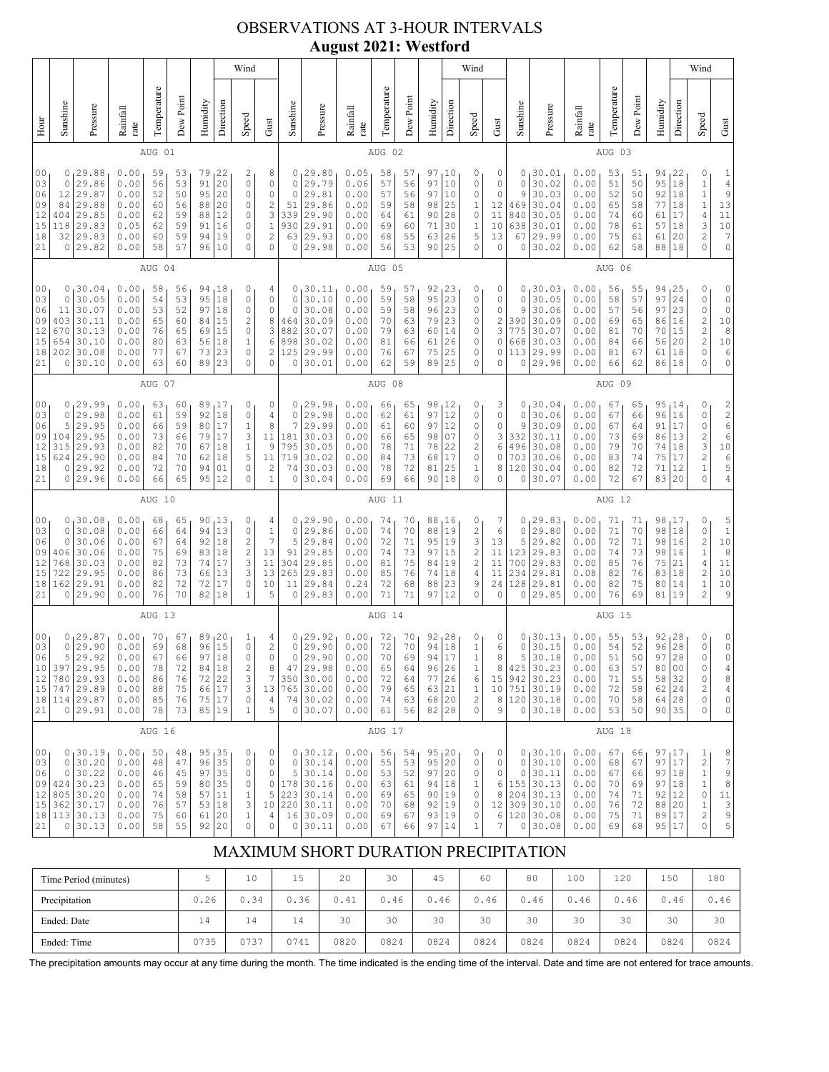# OBSERVATIONS AT 3-HOUR INTERVALS
## August 2021: Westford

### AUG 01

| Hour | Sunshine | Pressure | Rainfall rate | Temperature | Dew Point | Humidity | Wind Direction | Wind Speed | Wind Gust |
|---|---|---|---|---|---|---|---|---|---|
| 00 | 0 | 29.88 | 0.00 | 59 | 53 | 79 | 22 | 2 | 8 |
| 03 | 0 | 29.86 | 0.00 | 56 | 53 | 91 | 20 | 0 | 0 |
| 06 | 12 | 29.87 | 0.00 | 52 | 50 | 95 | 20 | 0 | 0 |
| 09 | 84 | 29.88 | 0.00 | 60 | 56 | 88 | 20 | 0 | 2 |
| 12 | 404 | 29.85 | 0.00 | 62 | 59 | 88 | 12 | 0 | 3 |
| 15 | 118 | 29.83 | 0.05 | 62 | 59 | 91 | 16 | 0 | 1 |
| 18 | 32 | 29.83 | 0.00 | 60 | 59 | 94 | 19 | 0 | 2 |
| 21 | 0 | 29.82 | 0.00 | 58 | 57 | 96 | 10 | 0 | 0 |

### AUG 02

| Hour | Sunshine | Pressure | Rainfall rate | Temperature | Dew Point | Humidity | Wind Direction | Wind Speed | Wind Gust |
|---|---|---|---|---|---|---|---|---|---|
| 00 | 0 | 29.80 | 0.05 | 58 | 57 | 97 | 10 | 0 | 0 |
| 03 | 0 | 29.79 | 0.06 | 57 | 56 | 97 | 10 | 0 | 0 |
| 06 | 0 | 29.81 | 0.00 | 57 | 56 | 97 | 10 | 0 | 0 |
| 09 | 51 | 29.86 | 0.00 | 59 | 58 | 98 | 25 | 1 | 12 |
| 12 | 339 | 29.90 | 0.00 | 64 | 61 | 90 | 28 | 0 | 11 |
| 15 | 930 | 29.91 | 0.00 | 69 | 60 | 71 | 30 | 1 | 10 |
| 18 | 63 | 29.93 | 0.00 | 68 | 55 | 63 | 26 | 5 | 13 |
| 21 | 0 | 29.98 | 0.00 | 56 | 53 | 90 | 25 | 0 | 0 |

### AUG 03

| Hour | Sunshine | Pressure | Rainfall rate | Temperature | Dew Point | Humidity | Wind Direction | Wind Speed | Wind Gust |
|---|---|---|---|---|---|---|---|---|---|
| 00 | 0 | 30.01 | 0.00 | 53 | 51 | 94 | 22 | 0 | 1 |
| 03 | 0 | 30.02 | 0.00 | 51 | 50 | 95 | 18 | 1 | 4 |
| 06 | 9 | 30.03 | 0.00 | 52 | 50 | 92 | 18 | 1 | 9 |
| 09 | 469 | 30.04 | 0.00 | 65 | 58 | 77 | 18 | 1 | 13 |
| 12 | 840 | 30.05 | 0.00 | 74 | 60 | 61 | 17 | 4 | 11 |
| 15 | 638 | 30.01 | 0.00 | 78 | 61 | 57 | 18 | 3 | 10 |
| 18 | 67 | 29.99 | 0.00 | 75 | 61 | 61 | 20 | 2 | 7 |
| 21 | 0 | 30.02 | 0.00 | 62 | 58 | 88 | 18 | 0 | 0 |

### AUG 04

| Hour | Sunshine | Pressure | Rainfall rate | Temperature | Dew Point | Humidity | Wind Direction | Wind Speed | Wind Gust |
|---|---|---|---|---|---|---|---|---|---|
| 00 | 0 | 30.04 | 0.00 | 58 | 56 | 94 | 18 | 0 | 4 |
| 03 | 0 | 30.05 | 0.00 | 54 | 53 | 95 | 18 | 0 | 0 |
| 06 | 11 | 30.07 | 0.00 | 53 | 52 | 97 | 18 | 0 | 0 |
| 09 | 403 | 30.11 | 0.00 | 65 | 60 | 84 | 15 | 2 | 8 |
| 12 | 670 | 30.13 | 0.00 | 76 | 65 | 69 | 15 | 0 | 3 |
| 15 | 654 | 30.10 | 0.00 | 80 | 63 | 56 | 18 | 1 | 6 |
| 18 | 202 | 30.08 | 0.00 | 77 | 67 | 73 | 23 | 0 | 2 |
| 21 | 0 | 30.10 | 0.00 | 63 | 60 | 89 | 23 | 0 | 0 |

### AUG 05

| Hour | Sunshine | Pressure | Rainfall rate | Temperature | Dew Point | Humidity | Wind Direction | Wind Speed | Wind Gust |
|---|---|---|---|---|---|---|---|---|---|
| 00 | 0 | 30.11 | 0.00 | 59 | 57 | 92 | 23 | 0 | 0 |
| 03 | 0 | 30.10 | 0.00 | 59 | 58 | 95 | 23 | 0 | 0 |
| 06 | 0 | 30.08 | 0.00 | 59 | 58 | 96 | 23 | 0 | 0 |
| 09 | 464 | 30.09 | 0.00 | 70 | 63 | 79 | 23 | 0 | 2 |
| 12 | 882 | 30.07 | 0.00 | 79 | 63 | 60 | 14 | 0 | 3 |
| 15 | 898 | 30.02 | 0.00 | 81 | 66 | 61 | 26 | 0 | 0 |
| 18 | 125 | 29.99 | 0.00 | 76 | 67 | 75 | 25 | 0 | 0 |
| 21 | 0 | 30.01 | 0.00 | 62 | 59 | 89 | 25 | 0 | 0 |

### AUG 06

| Hour | Sunshine | Pressure | Rainfall rate | Temperature | Dew Point | Humidity | Wind Direction | Wind Speed | Wind Gust |
|---|---|---|---|---|---|---|---|---|---|
| 00 | 0 | 30.03 | 0.00 | 56 | 55 | 94 | 25 | 0 | 0 |
| 03 | 0 | 30.05 | 0.00 | 58 | 57 | 97 | 24 | 0 | 0 |
| 06 | 9 | 30.06 | 0.00 | 57 | 56 | 97 | 23 | 0 | 0 |
| 09 | 390 | 30.09 | 0.00 | 69 | 65 | 86 | 16 | 2 | 10 |
| 12 | 775 | 30.07 | 0.00 | 81 | 70 | 70 | 15 | 2 | 8 |
| 15 | 668 | 30.03 | 0.00 | 84 | 66 | 56 | 20 | 2 | 10 |
| 18 | 113 | 29.99 | 0.00 | 81 | 67 | 61 | 18 | 0 | 6 |
| 21 | 0 | 29.98 | 0.00 | 66 | 62 | 86 | 18 | 0 | 0 |

### AUG 07

| Hour | Sunshine | Pressure | Rainfall rate | Temperature | Dew Point | Humidity | Wind Direction | Wind Speed | Wind Gust |
|---|---|---|---|---|---|---|---|---|---|
| 00 | 0 | 29.99 | 0.00 | 63 | 60 | 89 | 17 | 0 | 0 |
| 03 | 0 | 29.98 | 0.00 | 61 | 59 | 92 | 18 | 0 | 4 |
| 06 | 5 | 29.95 | 0.00 | 66 | 59 | 80 | 17 | 1 | 8 |
| 09 | 104 | 29.95 | 0.00 | 73 | 66 | 79 | 17 | 3 | 11 |
| 12 | 315 | 29.93 | 0.00 | 82 | 70 | 67 | 18 | 1 | 9 |
| 15 | 624 | 29.90 | 0.00 | 84 | 70 | 62 | 18 | 5 | 11 |
| 18 | 0 | 29.92 | 0.00 | 72 | 70 | 94 | 01 | 0 | 2 |
| 21 | 0 | 29.96 | 0.00 | 66 | 65 | 95 | 12 | 0 | 1 |

### AUG 08

| Hour | Sunshine | Pressure | Rainfall rate | Temperature | Dew Point | Humidity | Wind Direction | Wind Speed | Wind Gust |
|---|---|---|---|---|---|---|---|---|---|
| 00 | 0 | 29.98 | 0.00 | 66 | 65 | 98 | 12 | 0 | 3 |
| 03 | 0 | 29.98 | 0.00 | 62 | 61 | 97 | 12 | 0 | 0 |
| 06 | 7 | 29.99 | 0.00 | 61 | 60 | 97 | 12 | 0 | 0 |
| 09 | 181 | 30.03 | 0.00 | 66 | 65 | 98 | 07 | 0 | 3 |
| 12 | 795 | 30.05 | 0.00 | 78 | 71 | 78 | 22 | 2 | 6 |
| 15 | 719 | 30.02 | 0.00 | 84 | 73 | 68 | 17 | 0 | 0 |
| 18 | 74 | 30.03 | 0.00 | 78 | 72 | 81 | 25 | 1 | 8 |
| 21 | 0 | 30.04 | 0.00 | 69 | 66 | 90 | 18 | 0 | 0 |

### AUG 09

| Hour | Sunshine | Pressure | Rainfall rate | Temperature | Dew Point | Humidity | Wind Direction | Wind Speed | Wind Gust |
|---|---|---|---|---|---|---|---|---|---|
| 00 | 0 | 30.04 | 0.00 | 67 | 65 | 95 | 14 | 0 | 2 |
| 03 | 0 | 30.06 | 0.00 | 67 | 66 | 96 | 16 | 0 | 2 |
| 06 | 9 | 30.09 | 0.00 | 67 | 64 | 91 | 17 | 0 | 6 |
| 09 | 332 | 30.11 | 0.00 | 73 | 69 | 86 | 13 | 2 | 6 |
| 12 | 496 | 30.08 | 0.00 | 79 | 70 | 74 | 18 | 3 | 10 |
| 15 | 703 | 30.06 | 0.00 | 83 | 74 | 75 | 17 | 2 | 6 |
| 18 | 120 | 30.04 | 0.00 | 82 | 72 | 71 | 12 | 1 | 5 |
| 21 | 0 | 30.07 | 0.00 | 72 | 67 | 83 | 20 | 0 | 4 |

### AUG 10

| Hour | Sunshine | Pressure | Rainfall rate | Temperature | Dew Point | Humidity | Wind Direction | Wind Speed | Wind Gust |
|---|---|---|---|---|---|---|---|---|---|
| 00 | 0 | 30.08 | 0.00 | 68 | 65 | 90 | 13 | 0 | 4 |
| 03 | 0 | 30.08 | 0.00 | 66 | 64 | 94 | 13 | 0 | 1 |
| 06 | 0 | 30.06 | 0.00 | 67 | 64 | 92 | 18 | 2 | 7 |
| 09 | 406 | 30.06 | 0.00 | 75 | 69 | 83 | 18 | 2 | 13 |
| 12 | 768 | 30.03 | 0.00 | 82 | 73 | 74 | 17 | 3 | 11 |
| 15 | 722 | 29.95 | 0.00 | 86 | 73 | 66 | 13 | 3 | 13 |
| 18 | 162 | 29.91 | 0.00 | 82 | 72 | 72 | 17 | 0 | 10 |
| 21 | 0 | 29.90 | 0.00 | 76 | 70 | 82 | 18 | 1 | 5 |

### AUG 11

| Hour | Sunshine | Pressure | Rainfall rate | Temperature | Dew Point | Humidity | Wind Direction | Wind Speed | Wind Gust |
|---|---|---|---|---|---|---|---|---|---|
| 00 | 0 | 29.90 | 0.00 | 74 | 70 | 88 | 16 | 0 | 7 |
| 03 | 0 | 29.86 | 0.00 | 74 | 70 | 88 | 19 | 2 | 6 |
| 06 | 5 | 29.84 | 0.00 | 72 | 71 | 95 | 19 | 3 | 13 |
| 09 | 91 | 29.85 | 0.00 | 74 | 73 | 97 | 15 | 2 | 11 |
| 12 | 304 | 29.85 | 0.00 | 81 | 75 | 84 | 19 | 2 | 11 |
| 15 | 265 | 29.83 | 0.00 | 85 | 76 | 74 | 18 | 4 | 11 |
| 18 | 11 | 29.84 | 0.24 | 72 | 68 | 88 | 23 | 9 | 24 |
| 21 | 0 | 29.83 | 0.00 | 71 | 71 | 97 | 12 | 0 | 0 |

### AUG 12

| Hour | Sunshine | Pressure | Rainfall rate | Temperature | Dew Point | Humidity | Wind Direction | Wind Speed | Wind Gust |
|---|---|---|---|---|---|---|---|---|---|
| 00 | 0 | 29.83 | 0.00 | 71 | 71 | 98 | 17 | 0 | 5 |
| 03 | 0 | 29.80 | 0.00 | 71 | 70 | 98 | 18 | 0 | 1 |
| 06 | 5 | 29.82 | 0.00 | 72 | 71 | 98 | 16 | 2 | 10 |
| 09 | 123 | 29.83 | 0.00 | 74 | 73 | 98 | 16 | 1 | 8 |
| 12 | 700 | 29.83 | 0.00 | 85 | 76 | 75 | 21 | 4 | 11 |
| 15 | 234 | 29.81 | 0.08 | 82 | 76 | 83 | 18 | 2 | 10 |
| 18 | 128 | 29.81 | 0.00 | 82 | 75 | 80 | 14 | 1 | 10 |
| 21 | 0 | 29.85 | 0.00 | 76 | 69 | 81 | 19 | 2 | 9 |

### AUG 13

| Hour | Sunshine | Pressure | Rainfall rate | Temperature | Dew Point | Humidity | Wind Direction | Wind Speed | Wind Gust |
|---|---|---|---|---|---|---|---|---|---|
| 00 | 0 | 29.87 | 0.00 | 70 | 67 | 89 | 20 | 1 | 4 |
| 03 | 0 | 29.90 | 0.00 | 69 | 68 | 96 | 15 | 0 | 2 |
| 06 | 5 | 29.92 | 0.00 | 67 | 66 | 97 | 18 | 0 | 0 |
| 10 | 397 | 29.95 | 0.00 | 78 | 72 | 84 | 18 | 2 | 8 |
| 12 | 780 | 29.93 | 0.00 | 86 | 76 | 72 | 22 | 3 | 7 |
| 15 | 747 | 29.89 | 0.00 | 88 | 75 | 66 | 17 | 3 | 13 |
| 18 | 114 | 29.87 | 0.00 | 85 | 76 | 75 | 17 | 0 | 4 |
| 21 | 0 | 29.91 | 0.00 | 78 | 73 | 85 | 19 | 1 | 5 |

### AUG 14

| Hour | Sunshine | Pressure | Rainfall rate | Temperature | Dew Point | Humidity | Wind Direction | Wind Speed | Wind Gust |
|---|---|---|---|---|---|---|---|---|---|
| 00 | 0 | 29.92 | 0.00 | 72 | 70 | 92 | 28 | 0 | 0 |
| 03 | 0 | 29.90 | 0.00 | 72 | 70 | 94 | 18 | 1 | 6 |
| 06 | 0 | 29.90 | 0.00 | 70 | 69 | 94 | 17 | 1 | 8 |
| 09 | 47 | 29.98 | 0.00 | 65 | 64 | 96 | 26 | 1 | 8 |
| 12 | 350 | 30.00 | 0.00 | 72 | 64 | 77 | 26 | 6 | 15 |
| 15 | 765 | 30.00 | 0.00 | 79 | 65 | 63 | 21 | 1 | 10 |
| 18 | 74 | 30.02 | 0.00 | 74 | 63 | 68 | 20 | 2 | 8 |
| 21 | 0 | 30.07 | 0.00 | 61 | 56 | 82 | 28 | 0 | 9 |

### AUG 15

| Hour | Sunshine | Pressure | Rainfall rate | Temperature | Dew Point | Humidity | Wind Direction | Wind Speed | Wind Gust |
|---|---|---|---|---|---|---|---|---|---|
| 00 | 0 | 30.13 | 0.00 | 55 | 53 | 92 | 28 | 0 | 0 |
| 03 | 0 | 30.15 | 0.00 | 54 | 52 | 96 | 28 | 0 | 0 |
| 06 | 5 | 30.18 | 0.00 | 51 | 50 | 97 | 28 | 0 | 0 |
| 09 | 425 | 30.23 | 0.00 | 63 | 57 | 80 | 00 | 0 | 4 |
| 12 | 942 | 30.23 | 0.00 | 71 | 55 | 58 | 32 | 0 | 8 |
| 15 | 751 | 30.19 | 0.00 | 72 | 58 | 62 | 24 | 2 | 4 |
| 18 | 120 | 30.18 | 0.00 | 70 | 58 | 64 | 28 | 0 | 0 |
| 21 | 0 | 30.18 | 0.00 | 53 | 50 | 90 | 35 | 0 | 0 |

### AUG 16

| Hour | Sunshine | Pressure | Rainfall rate | Temperature | Dew Point | Humidity | Wind Direction | Wind Speed | Wind Gust |
|---|---|---|---|---|---|---|---|---|---|
| 00 | 0 | 30.19 | 0.00 | 50 | 48 | 95 | 35 | 0 | 0 |
| 03 | 0 | 30.20 | 0.00 | 48 | 47 | 96 | 35 | 0 | 0 |
| 06 | 0 | 30.22 | 0.00 | 46 | 45 | 97 | 35 | 0 | 0 |
| 09 | 424 | 30.23 | 0.00 | 65 | 59 | 80 | 35 | 0 | 0 |
| 12 | 805 | 30.20 | 0.00 | 74 | 58 | 57 | 11 | 1 | 5 |
| 15 | 362 | 30.17 | 0.00 | 76 | 57 | 53 | 18 | 3 | 10 |
| 18 | 113 | 30.13 | 0.00 | 75 | 60 | 61 | 20 | 1 | 4 |
| 21 | 0 | 30.13 | 0.00 | 58 | 55 | 92 | 20 | 0 | 0 |

### AUG 17

| Hour | Sunshine | Pressure | Rainfall rate | Temperature | Dew Point | Humidity | Wind Direction | Wind Speed | Wind Gust |
|---|---|---|---|---|---|---|---|---|---|
| 00 | 0 | 30.12 | 0.00 | 56 | 54 | 95 | 20 | 0 | 0 |
| 03 | 0 | 30.14 | 0.00 | 55 | 53 | 95 | 20 | 0 | 0 |
| 06 | 5 | 30.14 | 0.00 | 53 | 52 | 97 | 20 | 0 | 0 |
| 09 | 178 | 30.16 | 0.00 | 63 | 61 | 94 | 18 | 1 | 6 |
| 12 | 223 | 30.14 | 0.00 | 69 | 65 | 90 | 19 | 0 | 8 |
| 15 | 220 | 30.11 | 0.00 | 70 | 68 | 92 | 19 | 0 | 12 |
| 18 | 16 | 30.09 | 0.00 | 69 | 67 | 93 | 19 | 0 | 6 |
| 21 | 0 | 30.11 | 0.00 | 67 | 66 | 97 | 14 | 1 | 7 |

### AUG 18

| Hour | Sunshine | Pressure | Rainfall rate | Temperature | Dew Point | Humidity | Wind Direction | Wind Speed | Wind Gust |
|---|---|---|---|---|---|---|---|---|---|
| 00 | 0 | 30.10 | 0.00 | 67 | 66 | 97 | 17 | 1 | 8 |
| 03 | 0 | 30.10 | 0.00 | 68 | 67 | 97 | 17 | 2 | 7 |
| 06 | 0 | 30.11 | 0.00 | 67 | 66 | 97 | 18 | 1 | 9 |
| 09 | 155 | 30.13 | 0.00 | 70 | 69 | 97 | 18 | 1 | 8 |
| 12 | 204 | 30.13 | 0.00 | 74 | 71 | 92 | 12 | 0 | 11 |
| 15 | 309 | 30.10 | 0.00 | 76 | 72 | 88 | 20 | 1 | 3 |
| 18 | 120 | 30.08 | 0.00 | 75 | 71 | 89 | 17 | 2 | 9 |
| 21 | 0 | 30.08 | 0.00 | 69 | 68 | 95 | 17 | 0 | 5 |

## MAXIMUM SHORT DURATION PRECIPITATION

| Time Period (minutes) | 5 | 10 | 15 | 20 | 30 | 45 | 60 | 80 | 100 | 120 | 150 | 180 |
|---|---|---|---|---|---|---|---|---|---|---|---|---|
| Precipitation | 0.26 | 0.34 | 0.36 | 0.41 | 0.46 | 0.46 | 0.46 | 0.46 | 0.46 | 0.46 | 0.46 | 0.46 |
| Ended: Date | 14 | 14 | 14 | 30 | 30 | 30 | 30 | 30 | 30 | 30 | 30 | 30 |
| Ended: Time | 0735 | 0737 | 0741 | 0820 | 0824 | 0824 | 0824 | 0824 | 0824 | 0824 | 0824 | 0824 |

The precipitation amounts may occur at any time during the month. The time indicated is the ending time of the interval. Date and time are not entered for trace amounts.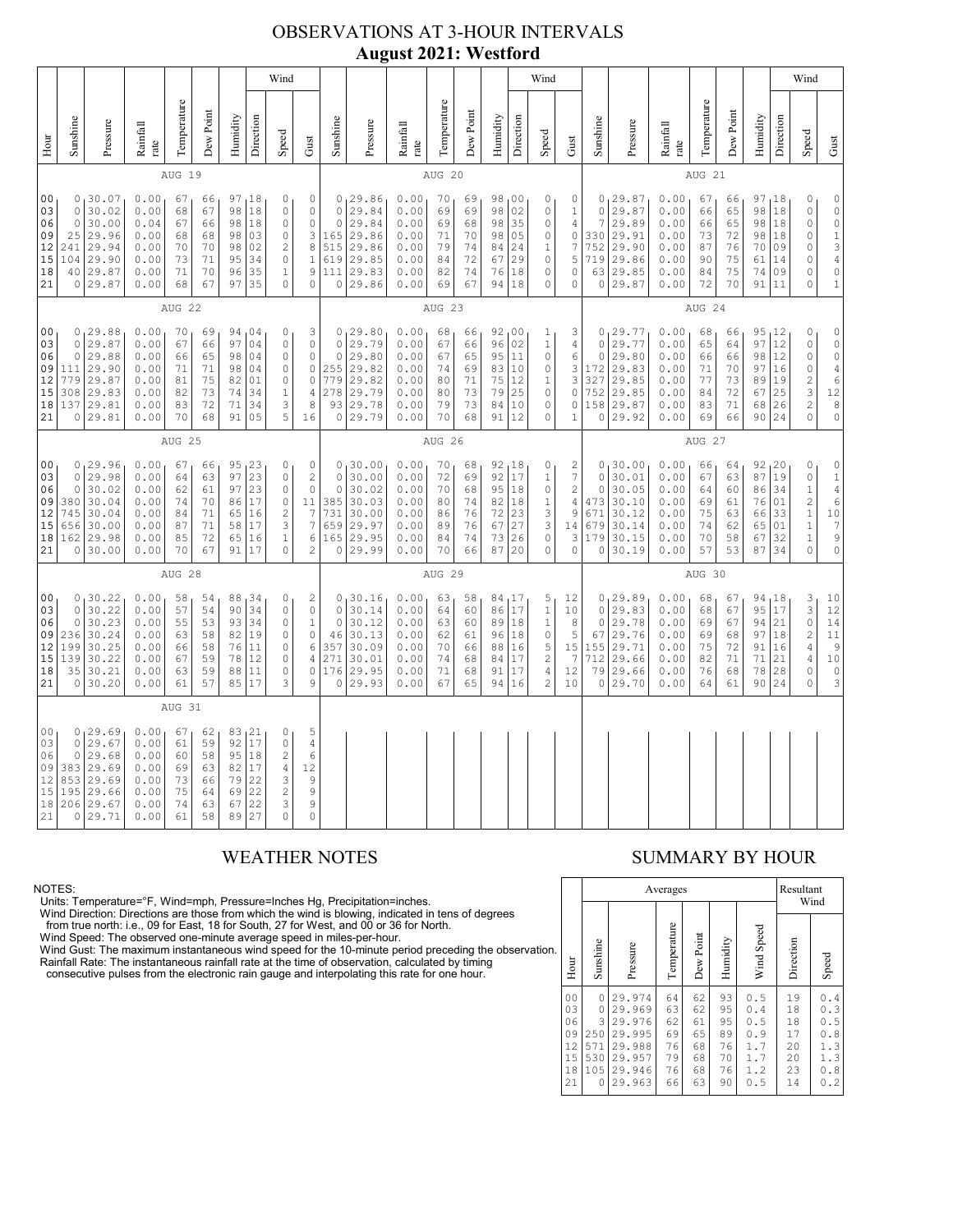# OBSERVATIONS AT 3-HOUR INTERVALS

## August 2021: Westford

### AUG 19

| Hour | Sunshine | Pressure | Rainfall rate | Temperature | Dew Point | Humidity | Wind Direction | Wind Speed | Gust |
|---|---|---|---|---|---|---|---|---|---|
| 00 | 0 | 30.07 | 0.00 | 67 | 66 | 97 | 18 | 0 | 0 |
| 03 | 0 | 30.02 | 0.00 | 68 | 67 | 98 | 18 | 0 | 0 |
| 06 | 0 | 30.00 | 0.04 | 67 | 66 | 98 | 18 | 0 | 0 |
| 09 | 25 | 29.96 | 0.00 | 68 | 68 | 98 | 03 | 0 | 3 |
| 12 | 241 | 29.94 | 0.00 | 70 | 70 | 98 | 02 | 2 | 8 |
| 15 | 104 | 29.90 | 0.00 | 73 | 71 | 95 | 34 | 0 | 1 |
| 18 | 40 | 29.87 | 0.00 | 71 | 70 | 96 | 35 | 1 | 9 |
| 21 | 0 | 29.87 | 0.00 | 68 | 67 | 97 | 35 | 0 | 0 |

### AUG 20

| Hour | Sunshine | Pressure | Rainfall rate | Temperature | Dew Point | Humidity | Wind Direction | Wind Speed | Gust |
|---|---|---|---|---|---|---|---|---|---|
| 00 | 0 | 29.86 | 0.00 | 70 | 69 | 98 | 00 | 0 | 0 |
| 03 | 0 | 29.84 | 0.00 | 69 | 69 | 98 | 02 | 0 | 1 |
| 06 | 0 | 29.84 | 0.00 | 69 | 68 | 98 | 35 | 0 | 4 |
| 09 | 165 | 29.86 | 0.00 | 71 | 70 | 98 | 05 | 0 | 0 |
| 12 | 515 | 29.86 | 0.00 | 79 | 74 | 84 | 24 | 1 | 7 |
| 15 | 619 | 29.85 | 0.00 | 84 | 72 | 67 | 29 | 0 | 5 |
| 18 | 111 | 29.83 | 0.00 | 82 | 74 | 76 | 18 | 0 | 0 |
| 21 | 0 | 29.86 | 0.00 | 69 | 67 | 94 | 18 | 0 | 0 |

### AUG 21

| Hour | Sunshine | Pressure | Rainfall rate | Temperature | Dew Point | Humidity | Wind Direction | Wind Speed | Gust |
|---|---|---|---|---|---|---|---|---|---|
| 00 | 0 | 29.87 | 0.00 | 67 | 66 | 97 | 18 | 0 | 0 |
| 03 | 0 | 29.87 | 0.00 | 66 | 65 | 98 | 18 | 0 | 0 |
| 06 | 7 | 29.89 | 0.00 | 66 | 65 | 98 | 18 | 0 | 0 |
| 09 | 330 | 29.91 | 0.00 | 73 | 72 | 98 | 18 | 0 | 1 |
| 12 | 752 | 29.90 | 0.00 | 87 | 76 | 70 | 09 | 0 | 3 |
| 15 | 719 | 29.86 | 0.00 | 90 | 75 | 61 | 14 | 0 | 4 |
| 18 | 63 | 29.85 | 0.00 | 84 | 75 | 74 | 09 | 0 | 0 |
| 21 | 0 | 29.87 | 0.00 | 72 | 70 | 91 | 11 | 0 | 1 |

### AUG 22

| Hour | Sunshine | Pressure | Rainfall rate | Temperature | Dew Point | Humidity | Wind Direction | Wind Speed | Gust |
|---|---|---|---|---|---|---|---|---|---|
| 00 | 0 | 29.88 | 0.00 | 70 | 69 | 94 | 04 | 0 | 3 |
| 03 | 0 | 29.87 | 0.00 | 67 | 66 | 97 | 04 | 0 | 0 |
| 06 | 0 | 29.88 | 0.00 | 66 | 65 | 98 | 04 | 0 | 0 |
| 09 | 111 | 29.90 | 0.00 | 71 | 71 | 98 | 04 | 0 | 0 |
| 12 | 779 | 29.87 | 0.00 | 81 | 75 | 82 | 01 | 0 | 0 |
| 15 | 308 | 29.83 | 0.00 | 82 | 73 | 74 | 34 | 1 | 4 |
| 18 | 137 | 29.81 | 0.00 | 83 | 72 | 71 | 34 | 3 | 8 |
| 21 | 0 | 29.81 | 0.00 | 70 | 68 | 91 | 05 | 5 | 16 |

### AUG 23

| Hour | Sunshine | Pressure | Rainfall rate | Temperature | Dew Point | Humidity | Wind Direction | Wind Speed | Gust |
|---|---|---|---|---|---|---|---|---|---|
| 00 | 0 | 29.80 | 0.00 | 68 | 66 | 92 | 00 | 1 | 3 |
| 03 | 0 | 29.79 | 0.00 | 67 | 66 | 96 | 02 | 1 | 4 |
| 06 | 0 | 29.80 | 0.00 | 67 | 65 | 95 | 11 | 0 | 6 |
| 09 | 255 | 29.82 | 0.00 | 74 | 69 | 83 | 10 | 0 | 3 |
| 12 | 779 | 29.82 | 0.00 | 80 | 71 | 75 | 12 | 1 | 3 |
| 15 | 278 | 29.79 | 0.00 | 80 | 73 | 79 | 25 | 0 | 0 |
| 18 | 93 | 29.78 | 0.00 | 79 | 73 | 84 | 10 | 0 | 0 |
| 21 | 0 | 29.79 | 0.00 | 70 | 68 | 91 | 12 | 0 | 1 |

### AUG 24

| Hour | Sunshine | Pressure | Rainfall rate | Temperature | Dew Point | Humidity | Wind Direction | Wind Speed | Gust |
|---|---|---|---|---|---|---|---|---|---|
| 00 | 0 | 29.77 | 0.00 | 68 | 66 | 95 | 12 | 0 | 0 |
| 03 | 0 | 29.77 | 0.00 | 65 | 64 | 97 | 12 | 0 | 0 |
| 06 | 0 | 29.80 | 0.00 | 66 | 66 | 98 | 12 | 0 | 0 |
| 09 | 172 | 29.83 | 0.00 | 71 | 70 | 97 | 16 | 0 | 4 |
| 12 | 327 | 29.85 | 0.00 | 77 | 73 | 89 | 19 | 2 | 6 |
| 15 | 752 | 29.85 | 0.00 | 84 | 72 | 67 | 25 | 3 | 12 |
| 18 | 158 | 29.87 | 0.00 | 83 | 71 | 68 | 26 | 2 | 8 |
| 21 | 0 | 29.92 | 0.00 | 69 | 66 | 90 | 24 | 0 | 0 |

### AUG 25

| Hour | Sunshine | Pressure | Rainfall rate | Temperature | Dew Point | Humidity | Wind Direction | Wind Speed | Gust |
|---|---|---|---|---|---|---|---|---|---|
| 00 | 0 | 29.96 | 0.00 | 67 | 66 | 95 | 23 | 0 | 0 |
| 03 | 0 | 29.98 | 0.00 | 64 | 63 | 97 | 23 | 0 | 2 |
| 06 | 0 | 30.02 | 0.00 | 62 | 61 | 97 | 23 | 0 | 0 |
| 09 | 380 | 30.04 | 0.00 | 74 | 70 | 86 | 17 | 0 | 11 |
| 12 | 745 | 30.04 | 0.00 | 84 | 71 | 65 | 16 | 2 | 7 |
| 15 | 656 | 30.00 | 0.00 | 87 | 71 | 58 | 17 | 3 | 7 |
| 18 | 162 | 29.98 | 0.00 | 85 | 72 | 65 | 16 | 1 | 6 |
| 21 | 0 | 30.00 | 0.00 | 70 | 67 | 91 | 17 | 0 | 2 |

### AUG 26

| Hour | Sunshine | Pressure | Rainfall rate | Temperature | Dew Point | Humidity | Wind Direction | Wind Speed | Gust |
|---|---|---|---|---|---|---|---|---|---|
| 00 | 0 | 30.00 | 0.00 | 70 | 68 | 92 | 18 | 0 | 2 |
| 03 | 0 | 30.00 | 0.00 | 72 | 69 | 92 | 17 | 1 | 7 |
| 06 | 0 | 30.02 | 0.00 | 70 | 68 | 95 | 18 | 0 | 2 |
| 09 | 385 | 30.03 | 0.00 | 80 | 74 | 82 | 18 | 1 | 4 |
| 12 | 731 | 30.00 | 0.00 | 86 | 76 | 72 | 23 | 3 | 9 |
| 15 | 659 | 29.97 | 0.00 | 89 | 76 | 67 | 27 | 3 | 14 |
| 18 | 165 | 29.95 | 0.00 | 84 | 74 | 73 | 26 | 0 | 3 |
| 21 | 0 | 29.99 | 0.00 | 70 | 66 | 87 | 20 | 0 | 0 |

### AUG 27

| Hour | Sunshine | Pressure | Rainfall rate | Temperature | Dew Point | Humidity | Wind Direction | Wind Speed | Gust |
|---|---|---|---|---|---|---|---|---|---|
| 00 | 0 | 30.00 | 0.00 | 66 | 64 | 92 | 20 | 0 | 0 |
| 03 | 0 | 30.01 | 0.00 | 67 | 63 | 87 | 19 | 0 | 1 |
| 06 | 0 | 30.05 | 0.00 | 64 | 60 | 86 | 34 | 1 | 4 |
| 09 | 473 | 30.10 | 0.00 | 69 | 61 | 76 | 01 | 2 | 6 |
| 12 | 671 | 30.12 | 0.00 | 75 | 63 | 66 | 33 | 1 | 10 |
| 15 | 679 | 30.14 | 0.00 | 74 | 62 | 65 | 01 | 1 | 7 |
| 18 | 179 | 30.15 | 0.00 | 70 | 58 | 67 | 32 | 1 | 9 |
| 21 | 0 | 30.19 | 0.00 | 57 | 53 | 87 | 34 | 0 | 0 |

### AUG 28

| Hour | Sunshine | Pressure | Rainfall rate | Temperature | Dew Point | Humidity | Wind Direction | Wind Speed | Gust |
|---|---|---|---|---|---|---|---|---|---|
| 00 | 0 | 30.22 | 0.00 | 58 | 54 | 88 | 34 | 0 | 2 |
| 03 | 0 | 30.22 | 0.00 | 57 | 54 | 90 | 34 | 0 | 0 |
| 06 | 0 | 30.23 | 0.00 | 55 | 53 | 93 | 34 | 0 | 1 |
| 09 | 236 | 30.24 | 0.00 | 63 | 58 | 82 | 19 | 0 | 0 |
| 12 | 199 | 30.25 | 0.00 | 66 | 58 | 76 | 11 | 0 | 6 |
| 15 | 139 | 30.22 | 0.00 | 67 | 59 | 78 | 12 | 0 | 4 |
| 18 | 35 | 30.21 | 0.00 | 63 | 59 | 88 | 11 | 0 | 0 |
| 21 | 0 | 30.20 | 0.00 | 61 | 57 | 85 | 17 | 3 | 9 |

### AUG 29

| Hour | Sunshine | Pressure | Rainfall rate | Temperature | Dew Point | Humidity | Wind Direction | Wind Speed | Gust |
|---|---|---|---|---|---|---|---|---|---|
| 00 | 0 | 30.16 | 0.00 | 63 | 58 | 84 | 17 | 5 | 12 |
| 03 | 0 | 30.14 | 0.00 | 64 | 60 | 86 | 17 | 1 | 10 |
| 06 | 0 | 30.12 | 0.00 | 63 | 60 | 89 | 18 | 1 | 8 |
| 09 | 46 | 30.13 | 0.00 | 62 | 61 | 96 | 18 | 0 | 5 |
| 12 | 357 | 30.09 | 0.00 | 70 | 66 | 88 | 16 | 5 | 15 |
| 15 | 271 | 30.01 | 0.00 | 74 | 68 | 84 | 17 | 2 | 7 |
| 18 | 176 | 29.95 | 0.00 | 71 | 68 | 91 | 17 | 4 | 12 |
| 21 | 0 | 29.93 | 0.00 | 67 | 65 | 94 | 16 | 2 | 10 |

### AUG 30

| Hour | Sunshine | Pressure | Rainfall rate | Temperature | Dew Point | Humidity | Wind Direction | Wind Speed | Gust |
|---|---|---|---|---|---|---|---|---|---|
| 00 | 0 | 29.89 | 0.00 | 68 | 67 | 94 | 18 | 3 | 10 |
| 03 | 0 | 29.83 | 0.00 | 68 | 67 | 95 | 17 | 3 | 12 |
| 06 | 0 | 29.78 | 0.00 | 69 | 67 | 94 | 21 | 0 | 14 |
| 09 | 67 | 29.76 | 0.00 | 69 | 68 | 97 | 18 | 2 | 11 |
| 12 | 155 | 29.71 | 0.00 | 75 | 72 | 91 | 16 | 4 | 9 |
| 15 | 712 | 29.66 | 0.00 | 82 | 71 | 71 | 21 | 4 | 10 |
| 18 | 79 | 29.66 | 0.00 | 76 | 68 | 78 | 28 | 0 | 0 |
| 21 | 0 | 29.70 | 0.00 | 64 | 61 | 90 | 24 | 0 | 3 |

### AUG 31

| Hour | Sunshine | Pressure | Rainfall rate | Temperature | Dew Point | Humidity | Wind Direction | Wind Speed | Gust |
|---|---|---|---|---|---|---|---|---|---|
| 00 | 0 | 29.69 | 0.00 | 67 | 62 | 83 | 21 | 0 | 5 |
| 03 | 0 | 29.67 | 0.00 | 61 | 59 | 92 | 17 | 0 | 4 |
| 06 | 0 | 29.68 | 0.00 | 60 | 58 | 95 | 18 | 2 | 6 |
| 09 | 383 | 29.69 | 0.00 | 69 | 63 | 82 | 17 | 4 | 12 |
| 12 | 853 | 29.69 | 0.00 | 73 | 66 | 79 | 22 | 3 | 9 |
| 15 | 195 | 29.66 | 0.00 | 75 | 64 | 69 | 22 | 2 | 9 |
| 18 | 206 | 29.67 | 0.00 | 74 | 63 | 67 | 22 | 3 | 9 |
| 21 | 0 | 29.71 | 0.00 | 61 | 58 | 89 | 27 | 0 | 0 |

## WEATHER NOTES

NOTES:
Units: Temperature=°F, Wind=mph, Pressure=Inches Hg, Precipitation=inches.
Wind Direction: Directions are those from which the wind is blowing, indicated in tens of degrees from true north: i.e., 09 for East, 18 for South, 27 for West, and 00 or 36 for North.
Wind Speed: The observed one-minute average speed in miles-per-hour.
Wind Gust: The maximum instantaneous wind speed for the 10-minute period preceding the observation.
Rainfall Rate: The instantaneous rainfall rate at the time of observation, calculated by timing consecutive pulses from the electronic rain gauge and interpolating this rate for one hour.

## SUMMARY BY HOUR

| Hour | Averages | | | | | | Resultant Wind | |
|---|---|---|---|---|---|---|---|---|
| | Sunshine | Pressure | Temperature | Dew Point | Humidity | Wind Speed | Direction | Speed |
| 00 | 0 | 29.974 | 64 | 62 | 93 | 0.5 | 19 | 0.4 |
| 03 | 0 | 29.969 | 63 | 62 | 95 | 0.4 | 18 | 0.3 |
| 06 | 3 | 29.976 | 62 | 61 | 95 | 0.5 | 18 | 0.5 |
| 09 | 250 | 29.995 | 69 | 65 | 89 | 0.9 | 17 | 0.8 |
| 12 | 571 | 29.988 | 76 | 68 | 76 | 1.7 | 20 | 1.3 |
| 15 | 530 | 29.957 | 79 | 68 | 70 | 1.7 | 20 | 1.3 |
| 18 | 105 | 29.946 | 76 | 68 | 76 | 1.2 | 23 | 0.8 |
| 21 | 0 | 29.963 | 66 | 63 | 90 | 0.5 | 14 | 0.2 |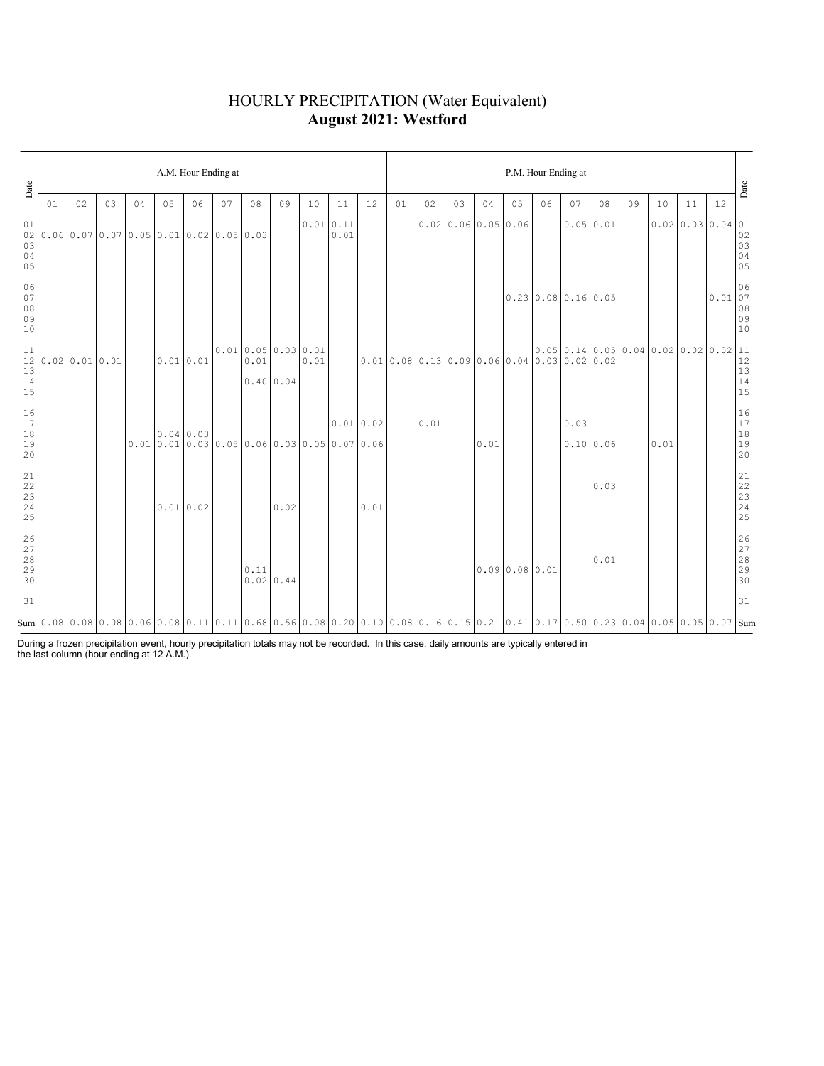# HOURLY PRECIPITATION (Water Equivalent)

## **August 2021: Westford**

| Date | A.M. Hour Ending at | | | | | | | | | | | | P.M. Hour Ending at | | | | | | | | | | | | Date |
|---|---|---|---|---|---|---|---|---|---|---|---|---|---|---|---|---|---|---|---|---|---|---|---|---|---|
| | 01 | 02 | 03 | 04 | 05 | 06 | 07 | 08 | 09 | 10 | 11 | 12 | 01 | 02 | 03 | 04 | 05 | 06 | 07 | 08 | 09 | 10 | 11 | 12 | |
| 01 | | | | | | | | | | 0.01 | 0.11 | | | 0.02 | 0.06 | 0.05 | 0.06 | | 0.05 | 0.01 | | 0.02 | 0.03 | 0.04 | 01 |
| 02 | 0.06 | 0.07 | 0.07 | 0.05 | 0.01 | 0.02 | 0.05 | 0.03 | | | 0.01 | | | | | | | | | | | | | | 02 |
| 03 | | | | | | | | | | | | | | | | | | | | | | | | | 03 |
| 04 | | | | | | | | | | | | | | | | | | | | | | | | | 04 |
| 05 | | | | | | | | | | | | | | | | | | | | | | | | | 05 |
| 06 | | | | | | | | | | | | | | | | | | | | | | | | | 06 |
| 07 | | | | | | | | | | | | | | | | | 0.23 | 0.08 | 0.16 | 0.05 | | | | 0.01 | 07 |
| 08 | | | | | | | | | | | | | | | | | | | | | | | | | 08 |
| 09 | | | | | | | | | | | | | | | | | | | | | | | | | 09 |
| 10 | | | | | | | | | | | | | | | | | | | | | | | | | 10 |
| 11 | | | | | | | 0.01 | 0.05 | 0.03 | 0.01 | | | | | | | | 0.05 | 0.14 | 0.05 | 0.04 | 0.02 | 0.02 | 0.02 | 11 |
| 12 | 0.02 | 0.01 | 0.01 | | 0.01 | 0.01 | | 0.01 | | 0.01 | | 0.01 | 0.08 | 0.13 | 0.09 | 0.06 | 0.04 | 0.03 | 0.02 | 0.02 | | | | | 12 |
| 13 | | | | | | | | | | | | | | | | | | | | | | | | | 13 |
| 14 | | | | | | | | 0.40 | 0.04 | | | | | | | | | | | | | | | | 14 |
| 15 | | | | | | | | | | | | | | | | | | | | | | | | | 15 |
| 16 | | | | | | | | | | | | | | | | | | | | | | | | | 16 |
| 17 | | | | | | | | | | | 0.01 | 0.02 | | 0.01 | | | | | 0.03 | | | | | | 17 |
| 18 | | | | | 0.04 | 0.03 | | | | | | | | | | | | | | | | | | | 18 |
| 19 | | | | 0.01 | 0.01 | 0.03 | 0.05 | 0.06 | 0.03 | 0.05 | 0.07 | 0.06 | | | | 0.01 | | | 0.10 | 0.06 | | 0.01 | | | 19 |
| 20 | | | | | | | | | | | | | | | | | | | | | | | | | 20 |
| 21 | | | | | | | | | | | | | | | | | | | | | | | | | 21 |
| 22 | | | | | | | | | | | | | | | | | | | | 0.03 | | | | | 22 |
| 23 | | | | | | | | | | | | | | | | | | | | | | | | | 23 |
| 24 | | | | | 0.01 | 0.02 | | | 0.02 | | | 0.01 | | | | | | | | | | | | | 24 |
| 25 | | | | | | | | | | | | | | | | | | | | | | | | | 25 |
| 26 | | | | | | | | | | | | | | | | | | | | | | | | | 26 |
| 27 | | | | | | | | | | | | | | | | | | | | | | | | | 27 |
| 28 | | | | | | | | | | | | | | | | | | | | 0.01 | | | | | 28 |
| 29 | | | | | | | | 0.11 | | | | | | | | 0.09 | 0.08 | 0.01 | | | | | | | 29 |
| 30 | | | | | | | | 0.02 | 0.44 | | | | | | | | | | | | | | | | 30 |
| 31 | | | | | | | | | | | | | | | | | | | | | | | | | 31 |
| Sum | 0.08 | 0.08 | 0.08 | 0.06 | 0.08 | 0.11 | 0.11 | 0.68 | 0.56 | 0.08 | 0.20 | 0.10 | 0.08 | 0.16 | 0.15 | 0.21 | 0.41 | 0.17 | 0.50 | 0.23 | 0.04 | 0.05 | 0.05 | 0.07 | Sum |

During a frozen precipitation event, hourly precipitation totals may not be recorded. In this case, daily amounts are typically entered in the last column (hour ending at 12 A.M.)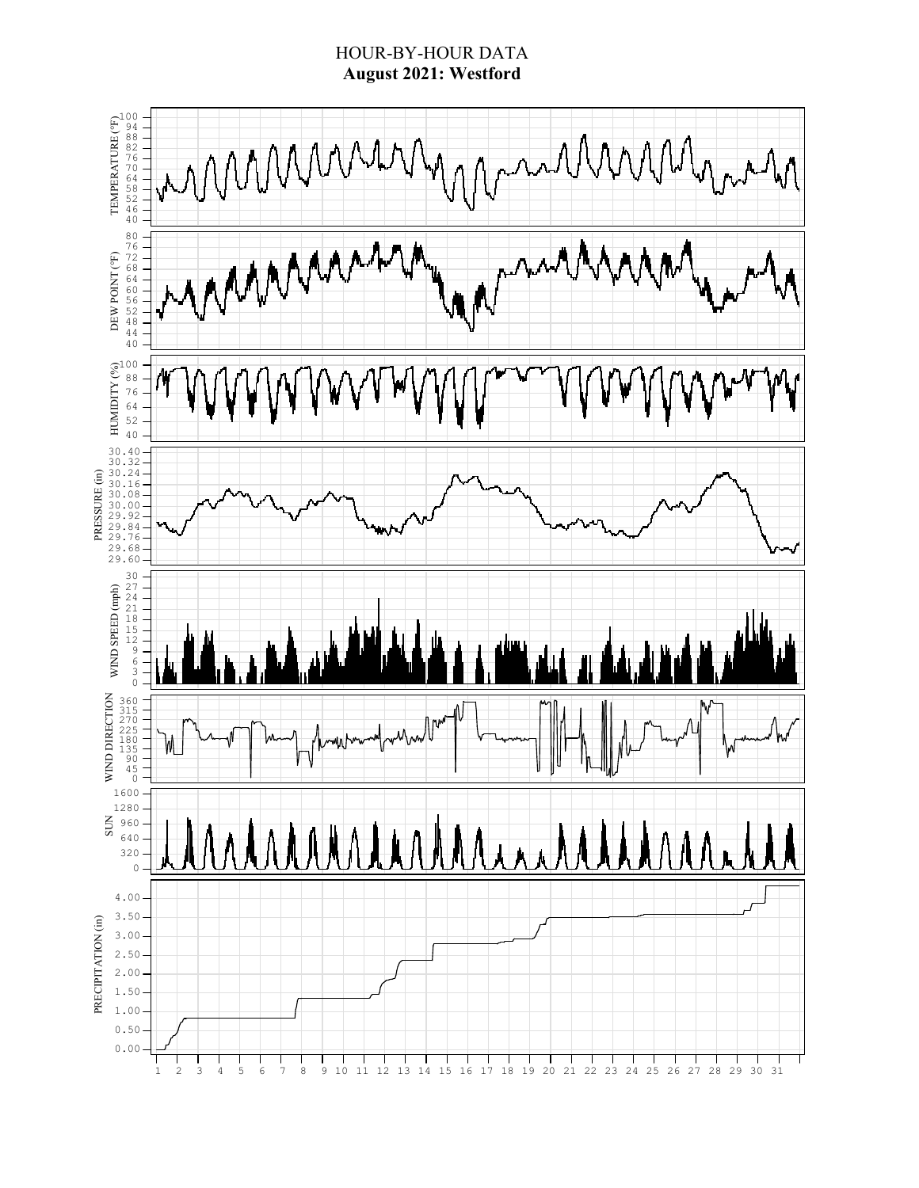# HOUR-BY-HOUR DATA

## August 2021: Westford

TEMPERATURE (°F)

DEW POINT (°F)

HUMIDITY (%)

PRESSURE (in)

WIND SPEED (mph)

WIND DIRECTION

SUN

PRECIPITATION (in)

1 2 3 4 5 6 7 8 9 10 11 12 13 14 15 16 17 18 19 20 21 22 23 24 25 26 27 28 29 30 31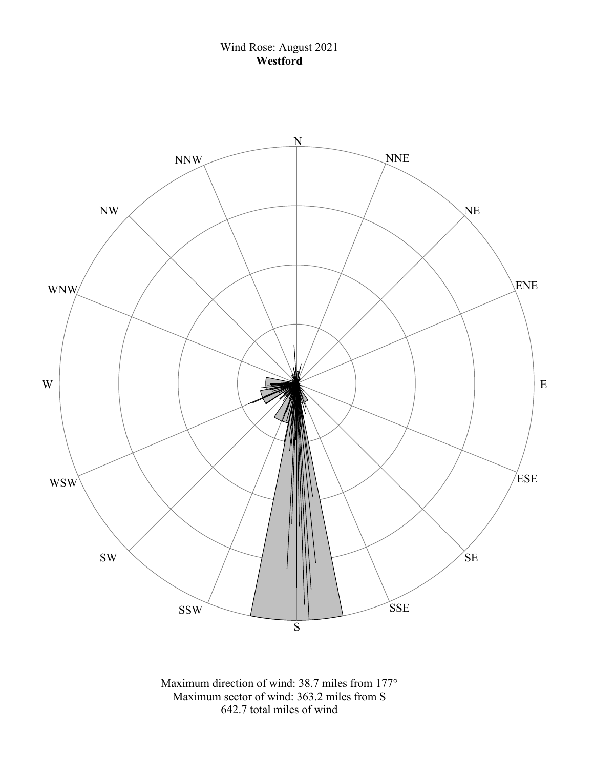Wind Rose: August 2021

**Westford**

N

NNE

NE

ENE

E

ESE

SE

SSE

S

SSW

SW

WSW

W

WNW

NW

NNW

Maximum direction of wind: 38.7 miles from 177°

Maximum sector of wind: 363.2 miles from S

642.7 total miles of wind